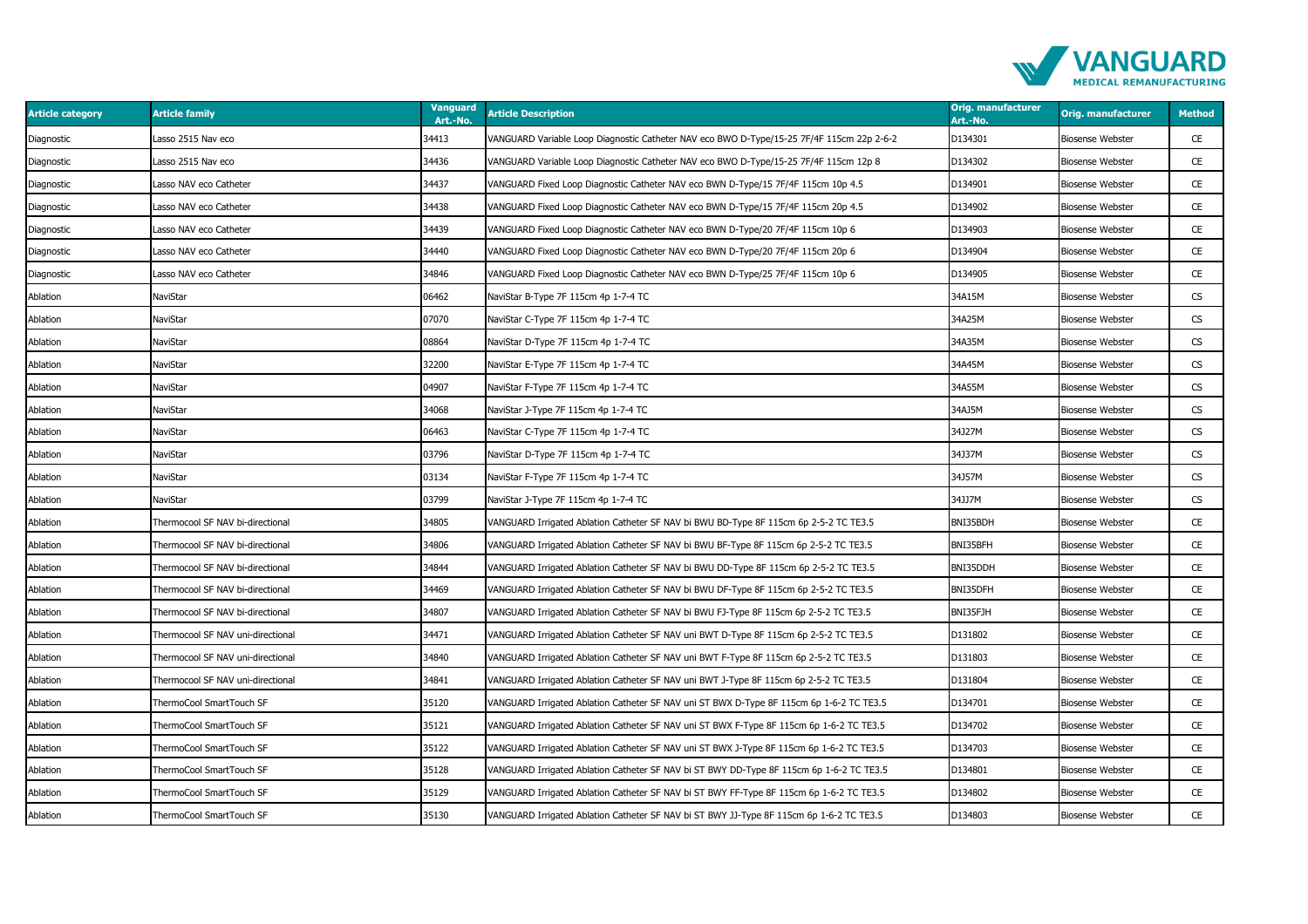| Article category | Article family | Vanguard Art.-No. | Article Description | Orig. manufacturer Art.-No. | Orig. manufacturer | Method |
|---|---|---|---|---|---|---|
| Diagnostic | Lasso 2515 Nav eco | 34413 | VANGUARD Variable Loop Diagnostic Catheter NAV eco BWO D-Type/15-25 7F/4F 115cm 22p 2-6-2 | D134301 | Biosense Webster | CE |
| Diagnostic | Lasso 2515 Nav eco | 34436 | VANGUARD Variable Loop Diagnostic Catheter NAV eco BWO D-Type/15-25 7F/4F 115cm 12p 8 | D134302 | Biosense Webster | CE |
| Diagnostic | Lasso NAV eco Catheter | 34437 | VANGUARD Fixed Loop Diagnostic Catheter NAV eco BWN D-Type/15 7F/4F 115cm 10p 4.5 | D134901 | Biosense Webster | CE |
| Diagnostic | Lasso NAV eco Catheter | 34438 | VANGUARD Fixed Loop Diagnostic Catheter NAV eco BWN D-Type/15 7F/4F 115cm 20p 4.5 | D134902 | Biosense Webster | CE |
| Diagnostic | Lasso NAV eco Catheter | 34439 | VANGUARD Fixed Loop Diagnostic Catheter NAV eco BWN D-Type/20 7F/4F 115cm 10p 6 | D134903 | Biosense Webster | CE |
| Diagnostic | Lasso NAV eco Catheter | 34440 | VANGUARD Fixed Loop Diagnostic Catheter NAV eco BWN D-Type/20 7F/4F 115cm 20p 6 | D134904 | Biosense Webster | CE |
| Diagnostic | Lasso NAV eco Catheter | 34846 | VANGUARD Fixed Loop Diagnostic Catheter NAV eco BWN D-Type/25 7F/4F 115cm 10p 6 | D134905 | Biosense Webster | CE |
| Ablation | NaviStar | 06462 | NaviStar B-Type 7F 115cm 4p 1-7-4 TC | 34A15M | Biosense Webster | CS |
| Ablation | NaviStar | 07070 | NaviStar C-Type 7F 115cm 4p 1-7-4 TC | 34A25M | Biosense Webster | CS |
| Ablation | NaviStar | 08864 | NaviStar D-Type 7F 115cm 4p 1-7-4 TC | 34A35M | Biosense Webster | CS |
| Ablation | NaviStar | 32200 | NaviStar E-Type 7F 115cm 4p 1-7-4 TC | 34A45M | Biosense Webster | CS |
| Ablation | NaviStar | 04907 | NaviStar F-Type 7F 115cm 4p 1-7-4 TC | 34A55M | Biosense Webster | CS |
| Ablation | NaviStar | 34068 | NaviStar J-Type 7F 115cm 4p 1-7-4 TC | 34AJ5M | Biosense Webster | CS |
| Ablation | NaviStar | 06463 | NaviStar C-Type 7F 115cm 4p 1-7-4 TC | 34J27M | Biosense Webster | CS |
| Ablation | NaviStar | 03796 | NaviStar D-Type 7F 115cm 4p 1-7-4 TC | 34J37M | Biosense Webster | CS |
| Ablation | NaviStar | 03134 | NaviStar F-Type 7F 115cm 4p 1-7-4 TC | 34J57M | Biosense Webster | CS |
| Ablation | NaviStar | 03799 | NaviStar J-Type 7F 115cm 4p 1-7-4 TC | 34JJ7M | Biosense Webster | CS |
| Ablation | Thermocool SF NAV bi-directional | 34805 | VANGUARD Irrigated Ablation Catheter SF NAV bi BWU BD-Type 8F 115cm 6p 2-5-2 TC TE3.5 | BNI35BDH | Biosense Webster | CE |
| Ablation | Thermocool SF NAV bi-directional | 34806 | VANGUARD Irrigated Ablation Catheter SF NAV bi BWU BF-Type 8F 115cm 6p 2-5-2 TC TE3.5 | BNI35BFH | Biosense Webster | CE |
| Ablation | Thermocool SF NAV bi-directional | 34844 | VANGUARD Irrigated Ablation Catheter SF NAV bi BWU DD-Type 8F 115cm 6p 2-5-2 TC TE3.5 | BNI35DDH | Biosense Webster | CE |
| Ablation | Thermocool SF NAV bi-directional | 34469 | VANGUARD Irrigated Ablation Catheter SF NAV bi BWU DF-Type 8F 115cm 6p 2-5-2 TC TE3.5 | BNI35DFH | Biosense Webster | CE |
| Ablation | Thermocool SF NAV bi-directional | 34807 | VANGUARD Irrigated Ablation Catheter SF NAV bi BWU FJ-Type 8F 115cm 6p 2-5-2 TC TE3.5 | BNI35FJH | Biosense Webster | CE |
| Ablation | Thermocool SF NAV uni-directional | 34471 | VANGUARD Irrigated Ablation Catheter SF NAV uni BWT D-Type 8F 115cm 6p 2-5-2 TC TE3.5 | D131802 | Biosense Webster | CE |
| Ablation | Thermocool SF NAV uni-directional | 34840 | VANGUARD Irrigated Ablation Catheter SF NAV uni BWT F-Type 8F 115cm 6p 2-5-2 TC TE3.5 | D131803 | Biosense Webster | CE |
| Ablation | Thermocool SF NAV uni-directional | 34841 | VANGUARD Irrigated Ablation Catheter SF NAV uni BWT J-Type 8F 115cm 6p 2-5-2 TC TE3.5 | D131804 | Biosense Webster | CE |
| Ablation | ThermoCool SmartTouch SF | 35120 | VANGUARD Irrigated Ablation Catheter SF NAV uni ST BWX D-Type 8F 115cm 6p 1-6-2 TC TE3.5 | D134701 | Biosense Webster | CE |
| Ablation | ThermoCool SmartTouch SF | 35121 | VANGUARD Irrigated Ablation Catheter SF NAV uni ST BWX F-Type 8F 115cm 6p 1-6-2 TC TE3.5 | D134702 | Biosense Webster | CE |
| Ablation | ThermoCool SmartTouch SF | 35122 | VANGUARD Irrigated Ablation Catheter SF NAV uni ST BWX J-Type 8F 115cm 6p 1-6-2 TC TE3.5 | D134703 | Biosense Webster | CE |
| Ablation | ThermoCool SmartTouch SF | 35128 | VANGUARD Irrigated Ablation Catheter SF NAV bi ST BWY DD-Type 8F 115cm 6p 1-6-2 TC TE3.5 | D134801 | Biosense Webster | CE |
| Ablation | ThermoCool SmartTouch SF | 35129 | VANGUARD Irrigated Ablation Catheter SF NAV bi ST BWY FF-Type 8F 115cm 6p 1-6-2 TC TE3.5 | D134802 | Biosense Webster | CE |
| Ablation | ThermoCool SmartTouch SF | 35130 | VANGUARD Irrigated Ablation Catheter SF NAV bi ST BWY JJ-Type 8F 115cm 6p 1-6-2 TC TE3.5 | D134803 | Biosense Webster | CE |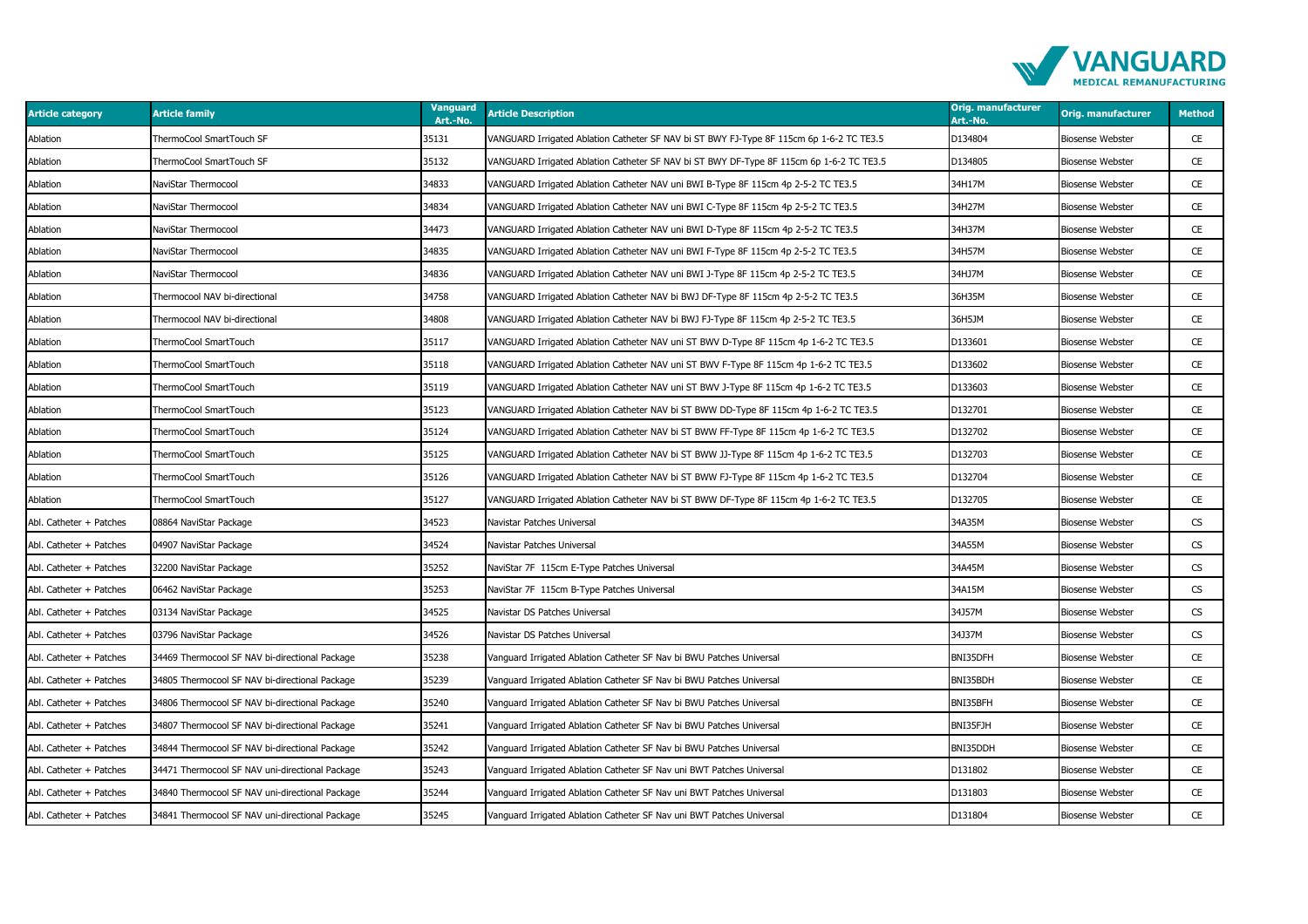| Article category | Article family | Vanguard Art.-No. | Article Description | Orig. manufacturer Art.-No. | Orig. manufacturer | Method |
|---|---|---|---|---|---|---|
| Ablation | ThermoCool SmartTouch SF | 35131 | VANGUARD Irrigated Ablation Catheter SF NAV bi ST BWY FJ-Type 8F 115cm 6p 1-6-2 TC TE3.5 | D134804 | Biosense Webster | CE |
| Ablation | ThermoCool SmartTouch SF | 35132 | VANGUARD Irrigated Ablation Catheter SF NAV bi ST BWY DF-Type 8F 115cm 6p 1-6-2 TC TE3.5 | D134805 | Biosense Webster | CE |
| Ablation | NaviStar Thermocool | 34833 | VANGUARD Irrigated Ablation Catheter NAV uni BWI B-Type 8F 115cm 4p 2-5-2 TC TE3.5 | 34H17M | Biosense Webster | CE |
| Ablation | NaviStar Thermocool | 34834 | VANGUARD Irrigated Ablation Catheter NAV uni BWI C-Type 8F 115cm 4p 2-5-2 TC TE3.5 | 34H27M | Biosense Webster | CE |
| Ablation | NaviStar Thermocool | 34473 | VANGUARD Irrigated Ablation Catheter NAV uni BWI D-Type 8F 115cm 4p 2-5-2 TC TE3.5 | 34H37M | Biosense Webster | CE |
| Ablation | NaviStar Thermocool | 34835 | VANGUARD Irrigated Ablation Catheter NAV uni BWI F-Type 8F 115cm 4p 2-5-2 TC TE3.5 | 34H57M | Biosense Webster | CE |
| Ablation | NaviStar Thermocool | 34836 | VANGUARD Irrigated Ablation Catheter NAV uni BWI J-Type 8F 115cm 4p 2-5-2 TC TE3.5 | 34HJ7M | Biosense Webster | CE |
| Ablation | Thermocool NAV bi-directional | 34758 | VANGUARD Irrigated Ablation Catheter NAV bi BWJ DF-Type 8F 115cm 4p 2-5-2 TC TE3.5 | 36H35M | Biosense Webster | CE |
| Ablation | Thermocool NAV bi-directional | 34808 | VANGUARD Irrigated Ablation Catheter NAV bi BWJ FJ-Type 8F 115cm 4p 2-5-2 TC TE3.5 | 36H5JM | Biosense Webster | CE |
| Ablation | ThermoCool SmartTouch | 35117 | VANGUARD Irrigated Ablation Catheter NAV uni ST BWV D-Type 8F 115cm 4p 1-6-2 TC TE3.5 | D133601 | Biosense Webster | CE |
| Ablation | ThermoCool SmartTouch | 35118 | VANGUARD Irrigated Ablation Catheter NAV uni ST BWV F-Type 8F 115cm 4p 1-6-2 TC TE3.5 | D133602 | Biosense Webster | CE |
| Ablation | ThermoCool SmartTouch | 35119 | VANGUARD Irrigated Ablation Catheter NAV uni ST BWV J-Type 8F 115cm 4p 1-6-2 TC TE3.5 | D133603 | Biosense Webster | CE |
| Ablation | ThermoCool SmartTouch | 35123 | VANGUARD Irrigated Ablation Catheter NAV bi ST BWW DD-Type 8F 115cm 4p 1-6-2 TC TE3.5 | D132701 | Biosense Webster | CE |
| Ablation | ThermoCool SmartTouch | 35124 | VANGUARD Irrigated Ablation Catheter NAV bi ST BWW FF-Type 8F 115cm 4p 1-6-2 TC TE3.5 | D132702 | Biosense Webster | CE |
| Ablation | ThermoCool SmartTouch | 35125 | VANGUARD Irrigated Ablation Catheter NAV bi ST BWW JJ-Type 8F 115cm 4p 1-6-2 TC TE3.5 | D132703 | Biosense Webster | CE |
| Ablation | ThermoCool SmartTouch | 35126 | VANGUARD Irrigated Ablation Catheter NAV bi ST BWW FJ-Type 8F 115cm 4p 1-6-2 TC TE3.5 | D132704 | Biosense Webster | CE |
| Ablation | ThermoCool SmartTouch | 35127 | VANGUARD Irrigated Ablation Catheter NAV bi ST BWW DF-Type 8F 115cm 4p 1-6-2 TC TE3.5 | D132705 | Biosense Webster | CE |
| Abl. Catheter + Patches | 08864 NaviStar Package | 34523 | Navistar Patches Universal | 34A35M | Biosense Webster | CS |
| Abl. Catheter + Patches | 04907 NaviStar Package | 34524 | Navistar Patches Universal | 34A55M | Biosense Webster | CS |
| Abl. Catheter + Patches | 32200 NaviStar Package | 35252 | NaviStar 7F 115cm E-Type Patches Universal | 34A45M | Biosense Webster | CS |
| Abl. Catheter + Patches | 06462 NaviStar Package | 35253 | NaviStar 7F 115cm B-Type Patches Universal | 34A15M | Biosense Webster | CS |
| Abl. Catheter + Patches | 03134 NaviStar Package | 34525 | Navistar DS Patches Universal | 34J57M | Biosense Webster | CS |
| Abl. Catheter + Patches | 03796 NaviStar Package | 34526 | Navistar DS Patches Universal | 34J37M | Biosense Webster | CS |
| Abl. Catheter + Patches | 34469 Thermocool SF NAV bi-directional Package | 35238 | Vanguard Irrigated Ablation Catheter SF Nav bi BWU Patches Universal | BNI35DFH | Biosense Webster | CE |
| Abl. Catheter + Patches | 34805 Thermocool SF NAV bi-directional Package | 35239 | Vanguard Irrigated Ablation Catheter SF Nav bi BWU Patches Universal | BNI35BDH | Biosense Webster | CE |
| Abl. Catheter + Patches | 34806 Thermocool SF NAV bi-directional Package | 35240 | Vanguard Irrigated Ablation Catheter SF Nav bi BWU Patches Universal | BNI35BFH | Biosense Webster | CE |
| Abl. Catheter + Patches | 34807 Thermocool SF NAV bi-directional Package | 35241 | Vanguard Irrigated Ablation Catheter SF Nav bi BWU Patches Universal | BNI35FJH | Biosense Webster | CE |
| Abl. Catheter + Patches | 34844 Thermocool SF NAV bi-directional Package | 35242 | Vanguard Irrigated Ablation Catheter SF Nav bi BWU Patches Universal | BNI35DDH | Biosense Webster | CE |
| Abl. Catheter + Patches | 34471 Thermocool SF NAV uni-directional Package | 35243 | Vanguard Irrigated Ablation Catheter SF Nav uni BWT Patches Universal | D131802 | Biosense Webster | CE |
| Abl. Catheter + Patches | 34840 Thermocool SF NAV uni-directional Package | 35244 | Vanguard Irrigated Ablation Catheter SF Nav uni BWT Patches Universal | D131803 | Biosense Webster | CE |
| Abl. Catheter + Patches | 34841 Thermocool SF NAV uni-directional Package | 35245 | Vanguard Irrigated Ablation Catheter SF Nav uni BWT Patches Universal | D131804 | Biosense Webster | CE |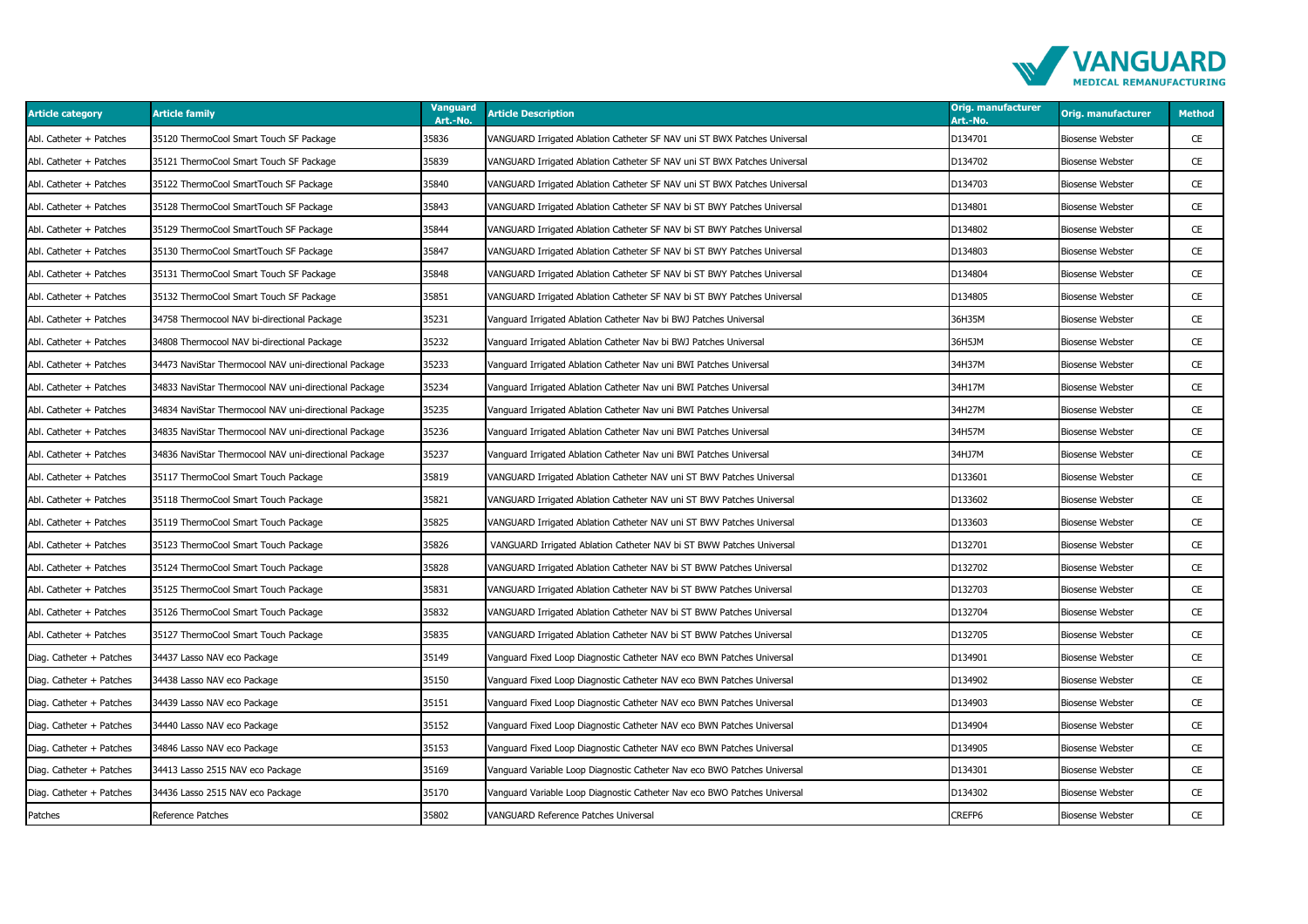| Article category | Article family | Vanguard Art.-No. | Article Description | Orig. manufacturer Art.-No. | Orig. manufacturer | Method |
|---|---|---|---|---|---|---|
| Abl. Catheter + Patches | 35120 ThermoCool Smart Touch SF Package | 35836 | VANGUARD Irrigated Ablation Catheter SF NAV uni ST BWX Patches Universal | D134701 | Biosense Webster | CE |
| Abl. Catheter + Patches | 35121 ThermoCool Smart Touch SF Package | 35839 | VANGUARD Irrigated Ablation Catheter SF NAV uni ST BWX Patches Universal | D134702 | Biosense Webster | CE |
| Abl. Catheter + Patches | 35122 ThermoCool SmartTouch SF Package | 35840 | VANGUARD Irrigated Ablation Catheter SF NAV uni ST BWX Patches Universal | D134703 | Biosense Webster | CE |
| Abl. Catheter + Patches | 35128 ThermoCool SmartTouch SF Package | 35843 | VANGUARD Irrigated Ablation Catheter SF NAV bi ST BWY Patches Universal | D134801 | Biosense Webster | CE |
| Abl. Catheter + Patches | 35129 ThermoCool SmartTouch SF Package | 35844 | VANGUARD Irrigated Ablation Catheter SF NAV bi ST BWY Patches Universal | D134802 | Biosense Webster | CE |
| Abl. Catheter + Patches | 35130 ThermoCool SmartTouch SF Package | 35847 | VANGUARD Irrigated Ablation Catheter SF NAV bi ST BWY Patches Universal | D134803 | Biosense Webster | CE |
| Abl. Catheter + Patches | 35131 ThermoCool Smart Touch SF Package | 35848 | VANGUARD Irrigated Ablation Catheter SF NAV bi ST BWY Patches Universal | D134804 | Biosense Webster | CE |
| Abl. Catheter + Patches | 35132 ThermoCool Smart Touch SF Package | 35851 | VANGUARD Irrigated Ablation Catheter SF NAV bi ST BWY Patches Universal | D134805 | Biosense Webster | CE |
| Abl. Catheter + Patches | 34758 Thermocool NAV bi-directional Package | 35231 | Vanguard Irrigated Ablation Catheter Nav bi BWJ Patches Universal | 36H35M | Biosense Webster | CE |
| Abl. Catheter + Patches | 34808 Thermocool NAV bi-directional Package | 35232 | Vanguard Irrigated Ablation Catheter Nav bi BWJ Patches Universal | 36H5JM | Biosense Webster | CE |
| Abl. Catheter + Patches | 34473 NaviStar Thermocool NAV uni-directional Package | 35233 | Vanguard Irrigated Ablation Catheter Nav uni BWI Patches Universal | 34H37M | Biosense Webster | CE |
| Abl. Catheter + Patches | 34833 NaviStar Thermocool NAV uni-directional Package | 35234 | Vanguard Irrigated Ablation Catheter Nav uni BWI Patches Universal | 34H17M | Biosense Webster | CE |
| Abl. Catheter + Patches | 34834 NaviStar Thermocool NAV uni-directional Package | 35235 | Vanguard Irrigated Ablation Catheter Nav uni BWI Patches Universal | 34H27M | Biosense Webster | CE |
| Abl. Catheter + Patches | 34835 NaviStar Thermocool NAV uni-directional Package | 35236 | Vanguard Irrigated Ablation Catheter Nav uni BWI Patches Universal | 34H57M | Biosense Webster | CE |
| Abl. Catheter + Patches | 34836 NaviStar Thermocool NAV uni-directional Package | 35237 | Vanguard Irrigated Ablation Catheter Nav uni BWI Patches Universal | 34HJ7M | Biosense Webster | CE |
| Abl. Catheter + Patches | 35117 ThermoCool Smart Touch Package | 35819 | VANGUARD Irrigated Ablation Catheter NAV uni ST BWV Patches Universal | D133601 | Biosense Webster | CE |
| Abl. Catheter + Patches | 35118 ThermoCool Smart Touch Package | 35821 | VANGUARD Irrigated Ablation Catheter NAV uni ST BWV Patches Universal | D133602 | Biosense Webster | CE |
| Abl. Catheter + Patches | 35119 ThermoCool Smart Touch Package | 35825 | VANGUARD Irrigated Ablation Catheter NAV uni ST BWV Patches Universal | D133603 | Biosense Webster | CE |
| Abl. Catheter + Patches | 35123 ThermoCool Smart Touch Package | 35826 | VANGUARD Irrigated Ablation Catheter NAV bi ST BWW Patches Universal | D132701 | Biosense Webster | CE |
| Abl. Catheter + Patches | 35124 ThermoCool Smart Touch Package | 35828 | VANGUARD Irrigated Ablation Catheter NAV bi ST BWW Patches Universal | D132702 | Biosense Webster | CE |
| Abl. Catheter + Patches | 35125 ThermoCool Smart Touch Package | 35831 | VANGUARD Irrigated Ablation Catheter NAV bi ST BWW Patches Universal | D132703 | Biosense Webster | CE |
| Abl. Catheter + Patches | 35126 ThermoCool Smart Touch Package | 35832 | VANGUARD Irrigated Ablation Catheter NAV bi ST BWW Patches Universal | D132704 | Biosense Webster | CE |
| Abl. Catheter + Patches | 35127 ThermoCool Smart Touch Package | 35835 | VANGUARD Irrigated Ablation Catheter NAV bi ST BWW Patches Universal | D132705 | Biosense Webster | CE |
| Diag. Catheter + Patches | 34437 Lasso NAV eco Package | 35149 | Vanguard Fixed Loop Diagnostic Catheter NAV eco BWN Patches Universal | D134901 | Biosense Webster | CE |
| Diag. Catheter + Patches | 34438 Lasso NAV eco Package | 35150 | Vanguard Fixed Loop Diagnostic Catheter NAV eco BWN Patches Universal | D134902 | Biosense Webster | CE |
| Diag. Catheter + Patches | 34439 Lasso NAV eco Package | 35151 | Vanguard Fixed Loop Diagnostic Catheter NAV eco BWN Patches Universal | D134903 | Biosense Webster | CE |
| Diag. Catheter + Patches | 34440 Lasso NAV eco Package | 35152 | Vanguard Fixed Loop Diagnostic Catheter NAV eco BWN Patches Universal | D134904 | Biosense Webster | CE |
| Diag. Catheter + Patches | 34846 Lasso NAV eco Package | 35153 | Vanguard Fixed Loop Diagnostic Catheter NAV eco BWN Patches Universal | D134905 | Biosense Webster | CE |
| Diag. Catheter + Patches | 34413 Lasso 2515 NAV eco Package | 35169 | Vanguard Variable Loop Diagnostic Catheter Nav eco BWO Patches Universal | D134301 | Biosense Webster | CE |
| Diag. Catheter + Patches | 34436 Lasso 2515 NAV eco Package | 35170 | Vanguard Variable Loop Diagnostic Catheter Nav eco BWO Patches Universal | D134302 | Biosense Webster | CE |
| Patches | Reference Patches | 35802 | VANGUARD Reference Patches Universal | CREFP6 | Biosense Webster | CE |